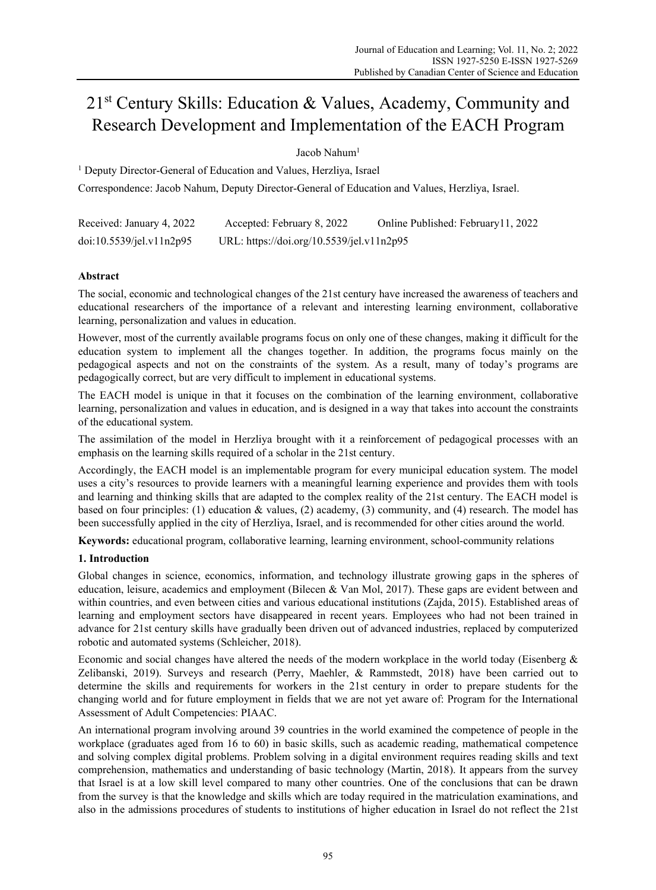# 21[st] Century Skills: Education & Values, Academy, Community and Research Development and Implementation of the EACH Program

Jacob Nahum[1]

[1] Deputy Director-General of Education and Values, Herzliya, Israel

Correspondence: Jacob Nahum, Deputy Director-General of Education and Values, Herzliya, Israel.

Received: January 4, 2022 Accepted: February 8, 2022 Online Published: February11, 2022

doi:10.5539/jel.v11n2p95 URL: https://doi.org/10.5539/jel.v11n2p95

## Abstract

The social, economic and technological changes of the 21st century have increased the awareness of teachers and educational researchers of the importance of a relevant and interesting learning environment, collaborative learning, personalization and values in education.

However, most of the currently available programs focus on only one of these changes, making it difficult for the education system to implement all the changes together. In addition, the programs focus mainly on the pedagogical aspects and not on the constraints of the system. As a result, many of today's programs are pedagogically correct, but are very difficult to implement in educational systems.

The EACH model is unique in that it focuses on the combination of the learning environment, collaborative learning, personalization and values in education, and is designed in a way that takes into account the constraints of the educational system.

The assimilation of the model in Herzliya brought with it a reinforcement of pedagogical processes with an emphasis on the learning skills required of a scholar in the 21st century.

Accordingly, the EACH model is an implementable program for every municipal education system. The model uses a city's resources to provide learners with a meaningful learning experience and provides them with tools and learning and thinking skills that are adapted to the complex reality of the 21st century. The EACH model is based on four principles: (1) education & values, (2) academy, (3) community, and (4) research. The model has been successfully applied in the city of Herzliya, Israel, and is recommended for other cities around the world.

**Keywords:** educational program, collaborative learning, learning environment, school-community relations

## 1. Introduction

Global changes in science, economics, information, and technology illustrate growing gaps in the spheres of education, leisure, academics and employment (Bilecen & Van Mol, 2017). These gaps are evident between and within countries, and even between cities and various educational institutions (Zajda, 2015). Established areas of learning and employment sectors have disappeared in recent years. Employees who had not been trained in advance for 21st century skills have gradually been driven out of advanced industries, replaced by computerized robotic and automated systems (Schleicher, 2018).

Economic and social changes have altered the needs of the modern workplace in the world today (Eisenberg & Zelibanski, 2019). Surveys and research (Perry, Maehler, & Rammstedt, 2018) have been carried out to determine the skills and requirements for workers in the 21st century in order to prepare students for the changing world and for future employment in fields that we are not yet aware of: Program for the International Assessment of Adult Competencies: PIAAC.

An international program involving around 39 countries in the world examined the competence of people in the workplace (graduates aged from 16 to 60) in basic skills, such as academic reading, mathematical competence and solving complex digital problems. Problem solving in a digital environment requires reading skills and text comprehension, mathematics and understanding of basic technology (Martin, 2018). It appears from the survey that Israel is at a low skill level compared to many other countries. One of the conclusions that can be drawn from the survey is that the knowledge and skills which are today required in the matriculation examinations, and also in the admissions procedures of students to institutions of higher education in Israel do not reflect the 21st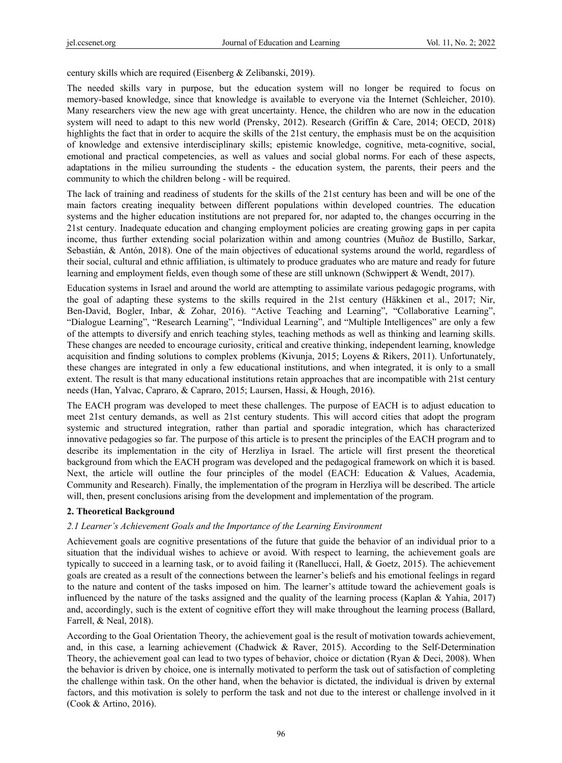century skills which are required (Eisenberg & Zelibanski, 2019).

The needed skills vary in purpose, but the education system will no longer be required to focus on memory-based knowledge, since that knowledge is available to everyone via the Internet (Schleicher, 2010). Many researchers view the new age with great uncertainty. Hence, the children who are now in the education system will need to adapt to this new world (Prensky, 2012). Research (Griffin & Care, 2014; OECD, 2018) highlights the fact that in order to acquire the skills of the 21st century, the emphasis must be on the acquisition of knowledge and extensive interdisciplinary skills; epistemic knowledge, cognitive, meta-cognitive, social, emotional and practical competencies, as well as values and social global norms. For each of these aspects, adaptations in the milieu surrounding the students - the education system, the parents, their peers and the community to which the children belong - will be required.

The lack of training and readiness of students for the skills of the 21st century has been and will be one of the main factors creating inequality between different populations within developed countries. The education systems and the higher education institutions are not prepared for, nor adapted to, the changes occurring in the 21st century. Inadequate education and changing employment policies are creating growing gaps in per capita income, thus further extending social polarization within and among countries (Muñoz de Bustillo, Sarkar, Sebastián, & Antón, 2018). One of the main objectives of educational systems around the world, regardless of their social, cultural and ethnic affiliation, is ultimately to produce graduates who are mature and ready for future learning and employment fields, even though some of these are still unknown (Schwippert & Wendt, 2017).

Education systems in Israel and around the world are attempting to assimilate various pedagogic programs, with the goal of adapting these systems to the skills required in the 21st century (Häkkinen et al., 2017; Nir, Ben-David, Bogler, Inbar, & Zohar, 2016). "Active Teaching and Learning", "Collaborative Learning", "Dialogue Learning", "Research Learning", "Individual Learning", and "Multiple Intelligences" are only a few of the attempts to diversify and enrich teaching styles, teaching methods as well as thinking and learning skills. These changes are needed to encourage curiosity, critical and creative thinking, independent learning, knowledge acquisition and finding solutions to complex problems (Kivunja, 2015; Loyens & Rikers, 2011). Unfortunately, these changes are integrated in only a few educational institutions, and when integrated, it is only to a small extent. The result is that many educational institutions retain approaches that are incompatible with 21st century needs (Han, Yalvac, Capraro, & Capraro, 2015; Laursen, Hassi, & Hough, 2016).

The EACH program was developed to meet these challenges. The purpose of EACH is to adjust education to meet 21st century demands, as well as 21st century students. This will accord cities that adopt the program systemic and structured integration, rather than partial and sporadic integration, which has characterized innovative pedagogies so far. The purpose of this article is to present the principles of the EACH program and to describe its implementation in the city of Herzliya in Israel. The article will first present the theoretical background from which the EACH program was developed and the pedagogical framework on which it is based. Next, the article will outline the four principles of the model (EACH: Education & Values, Academia, Community and Research). Finally, the implementation of the program in Herzliya will be described. The article will, then, present conclusions arising from the development and implementation of the program.

## 2. Theoretical Background

### *2.1 Learner's Achievement Goals and the Importance of the Learning Environment*

Achievement goals are cognitive presentations of the future that guide the behavior of an individual prior to a situation that the individual wishes to achieve or avoid. With respect to learning, the achievement goals are typically to succeed in a learning task, or to avoid failing it (Ranellucci, Hall, & Goetz, 2015). The achievement goals are created as a result of the connections between the learner's beliefs and his emotional feelings in regard to the nature and content of the tasks imposed on him. The learner's attitude toward the achievement goals is influenced by the nature of the tasks assigned and the quality of the learning process (Kaplan & Yahia, 2017) and, accordingly, such is the extent of cognitive effort they will make throughout the learning process (Ballard, Farrell, & Neal, 2018).

According to the Goal Orientation Theory, the achievement goal is the result of motivation towards achievement, and, in this case, a learning achievement (Chadwick & Raver, 2015). According to the Self-Determination Theory, the achievement goal can lead to two types of behavior, choice or dictation (Ryan & Deci, 2008). When the behavior is driven by choice, one is internally motivated to perform the task out of satisfaction of completing the challenge within task. On the other hand, when the behavior is dictated, the individual is driven by external factors, and this motivation is solely to perform the task and not due to the interest or challenge involved in it (Cook & Artino, 2016).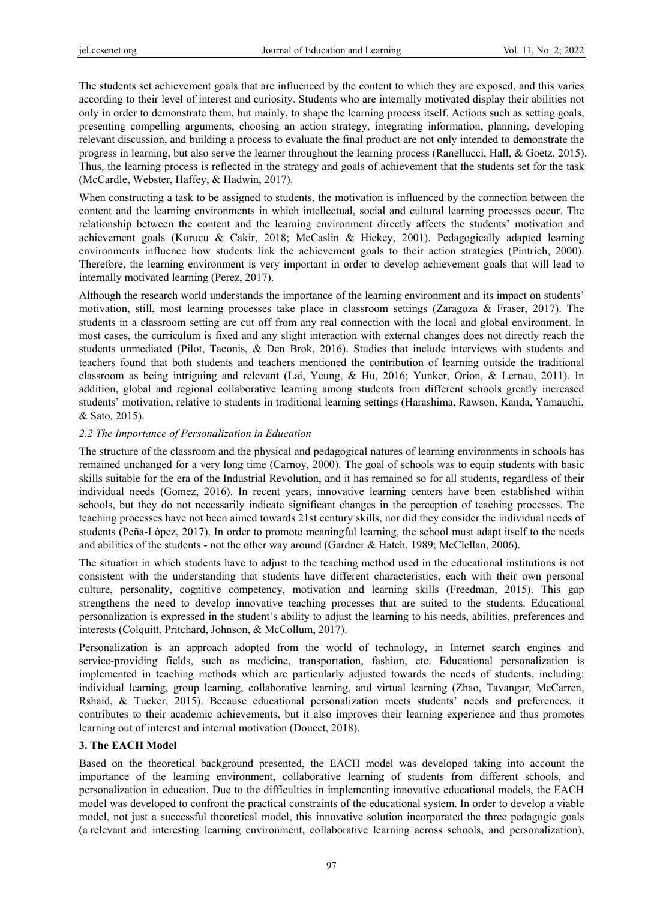The students set achievement goals that are influenced by the content to which they are exposed, and this varies according to their level of interest and curiosity. Students who are internally motivated display their abilities not only in order to demonstrate them, but mainly, to shape the learning process itself. Actions such as setting goals, presenting compelling arguments, choosing an action strategy, integrating information, planning, developing relevant discussion, and building a process to evaluate the final product are not only intended to demonstrate the progress in learning, but also serve the learner throughout the learning process (Ranellucci, Hall, & Goetz, 2015). Thus, the learning process is reflected in the strategy and goals of achievement that the students set for the task (McCardle, Webster, Haffey, & Hadwin, 2017).

When constructing a task to be assigned to students, the motivation is influenced by the connection between the content and the learning environments in which intellectual, social and cultural learning processes occur. The relationship between the content and the learning environment directly affects the students' motivation and achievement goals (Korucu & Cakir, 2018; McCaslin & Hickey, 2001). Pedagogically adapted learning environments influence how students link the achievement goals to their action strategies (Pintrich, 2000). Therefore, the learning environment is very important in order to develop achievement goals that will lead to internally motivated learning (Perez, 2017).

Although the research world understands the importance of the learning environment and its impact on students' motivation, still, most learning processes take place in classroom settings (Zaragoza & Fraser, 2017). The students in a classroom setting are cut off from any real connection with the local and global environment. In most cases, the curriculum is fixed and any slight interaction with external changes does not directly reach the students unmediated (Pilot, Taconis, & Den Brok, 2016). Studies that include interviews with students and teachers found that both students and teachers mentioned the contribution of learning outside the traditional classroom as being intriguing and relevant (Lai, Yeung, & Hu, 2016; Yunker, Orion, & Lernau, 2011). In addition, global and regional collaborative learning among students from different schools greatly increased students' motivation, relative to students in traditional learning settings (Harashima, Rawson, Kanda, Yamauchi, & Sato, 2015).

### *2.2 The Importance of Personalization in Education*

The structure of the classroom and the physical and pedagogical natures of learning environments in schools has remained unchanged for a very long time (Carnoy, 2000). The goal of schools was to equip students with basic skills suitable for the era of the Industrial Revolution, and it has remained so for all students, regardless of their individual needs (Gomez, 2016). In recent years, innovative learning centers have been established within schools, but they do not necessarily indicate significant changes in the perception of teaching processes. The teaching processes have not been aimed towards 21st century skills, nor did they consider the individual needs of students (Peña-López, 2017). In order to promote meaningful learning, the school must adapt itself to the needs and abilities of the students - not the other way around (Gardner & Hatch, 1989; McClellan, 2006).

The situation in which students have to adjust to the teaching method used in the educational institutions is not consistent with the understanding that students have different characteristics, each with their own personal culture, personality, cognitive competency, motivation and learning skills (Freedman, 2015). This gap strengthens the need to develop innovative teaching processes that are suited to the students. Educational personalization is expressed in the student's ability to adjust the learning to his needs, abilities, preferences and interests (Colquitt, Pritchard, Johnson, & McCollum, 2017).

Personalization is an approach adopted from the world of technology, in Internet search engines and service-providing fields, such as medicine, transportation, fashion, etc. Educational personalization is implemented in teaching methods which are particularly adjusted towards the needs of students, including: individual learning, group learning, collaborative learning, and virtual learning (Zhao, Tavangar, McCarren, Rshaid, & Tucker, 2015). Because educational personalization meets students' needs and preferences, it contributes to their academic achievements, but it also improves their learning experience and thus promotes learning out of interest and internal motivation (Doucet, 2018).

## **3. The EACH Model**

Based on the theoretical background presented, the EACH model was developed taking into account the importance of the learning environment, collaborative learning of students from different schools, and personalization in education. Due to the difficulties in implementing innovative educational models, the EACH model was developed to confront the practical constraints of the educational system. In order to develop a viable model, not just a successful theoretical model, this innovative solution incorporated the three pedagogic goals (a relevant and interesting learning environment, collaborative learning across schools, and personalization),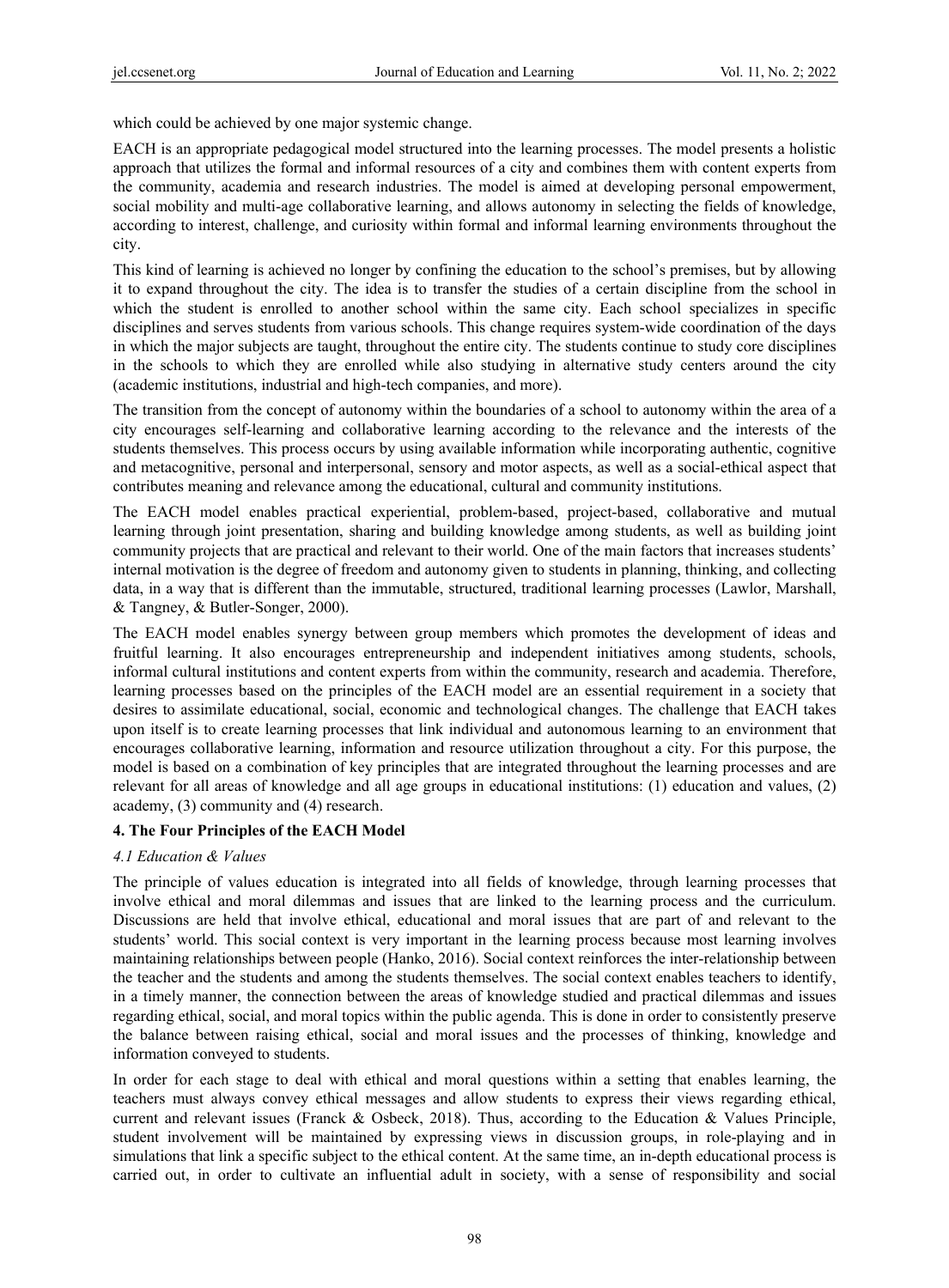which could be achieved by one major systemic change.

EACH is an appropriate pedagogical model structured into the learning processes. The model presents a holistic approach that utilizes the formal and informal resources of a city and combines them with content experts from the community, academia and research industries. The model is aimed at developing personal empowerment, social mobility and multi-age collaborative learning, and allows autonomy in selecting the fields of knowledge, according to interest, challenge, and curiosity within formal and informal learning environments throughout the city.

This kind of learning is achieved no longer by confining the education to the school's premises, but by allowing it to expand throughout the city. The idea is to transfer the studies of a certain discipline from the school in which the student is enrolled to another school within the same city. Each school specializes in specific disciplines and serves students from various schools. This change requires system-wide coordination of the days in which the major subjects are taught, throughout the entire city. The students continue to study core disciplines in the schools to which they are enrolled while also studying in alternative study centers around the city (academic institutions, industrial and high-tech companies, and more).

The transition from the concept of autonomy within the boundaries of a school to autonomy within the area of a city encourages self-learning and collaborative learning according to the relevance and the interests of the students themselves. This process occurs by using available information while incorporating authentic, cognitive and metacognitive, personal and interpersonal, sensory and motor aspects, as well as a social-ethical aspect that contributes meaning and relevance among the educational, cultural and community institutions.

The EACH model enables practical experiential, problem-based, project-based, collaborative and mutual learning through joint presentation, sharing and building knowledge among students, as well as building joint community projects that are practical and relevant to their world. One of the main factors that increases students' internal motivation is the degree of freedom and autonomy given to students in planning, thinking, and collecting data, in a way that is different than the immutable, structured, traditional learning processes (Lawlor, Marshall, & Tangney, & Butler-Songer, 2000).

The EACH model enables synergy between group members which promotes the development of ideas and fruitful learning. It also encourages entrepreneurship and independent initiatives among students, schools, informal cultural institutions and content experts from within the community, research and academia. Therefore, learning processes based on the principles of the EACH model are an essential requirement in a society that desires to assimilate educational, social, economic and technological changes. The challenge that EACH takes upon itself is to create learning processes that link individual and autonomous learning to an environment that encourages collaborative learning, information and resource utilization throughout a city. For this purpose, the model is based on a combination of key principles that are integrated throughout the learning processes and are relevant for all areas of knowledge and all age groups in educational institutions: (1) education and values, (2) academy, (3) community and (4) research.

## 4. The Four Principles of the EACH Model

### *4.1 Education & Values*

The principle of values education is integrated into all fields of knowledge, through learning processes that involve ethical and moral dilemmas and issues that are linked to the learning process and the curriculum. Discussions are held that involve ethical, educational and moral issues that are part of and relevant to the students' world. This social context is very important in the learning process because most learning involves maintaining relationships between people (Hanko, 2016). Social context reinforces the inter-relationship between the teacher and the students and among the students themselves. The social context enables teachers to identify, in a timely manner, the connection between the areas of knowledge studied and practical dilemmas and issues regarding ethical, social, and moral topics within the public agenda. This is done in order to consistently preserve the balance between raising ethical, social and moral issues and the processes of thinking, knowledge and information conveyed to students.

In order for each stage to deal with ethical and moral questions within a setting that enables learning, the teachers must always convey ethical messages and allow students to express their views regarding ethical, current and relevant issues (Franck & Osbeck, 2018). Thus, according to the Education & Values Principle, student involvement will be maintained by expressing views in discussion groups, in role-playing and in simulations that link a specific subject to the ethical content. At the same time, an in-depth educational process is carried out, in order to cultivate an influential adult in society, with a sense of responsibility and social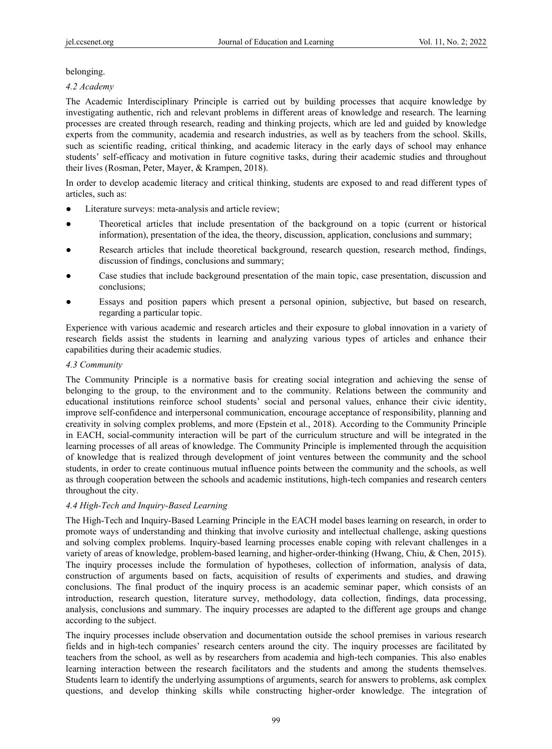belonging.

### 4.2 Academy

The Academic Interdisciplinary Principle is carried out by building processes that acquire knowledge by investigating authentic, rich and relevant problems in different areas of knowledge and research. The learning processes are created through research, reading and thinking projects, which are led and guided by knowledge experts from the community, academia and research industries, as well as by teachers from the school. Skills, such as scientific reading, critical thinking, and academic literacy in the early days of school may enhance students' self-efficacy and motivation in future cognitive tasks, during their academic studies and throughout their lives (Rosman, Peter, Mayer, & Krampen, 2018).

In order to develop academic literacy and critical thinking, students are exposed to and read different types of articles, such as:

- Literature surveys: meta-analysis and article review;
- Theoretical articles that include presentation of the background on a topic (current or historical information), presentation of the idea, the theory, discussion, application, conclusions and summary;
- Research articles that include theoretical background, research question, research method, findings, discussion of findings, conclusions and summary;
- Case studies that include background presentation of the main topic, case presentation, discussion and conclusions;
- Essays and position papers which present a personal opinion, subjective, but based on research, regarding a particular topic.

Experience with various academic and research articles and their exposure to global innovation in a variety of research fields assist the students in learning and analyzing various types of articles and enhance their capabilities during their academic studies.

### 4.3 Community

The Community Principle is a normative basis for creating social integration and achieving the sense of belonging to the group, to the environment and to the community. Relations between the community and educational institutions reinforce school students' social and personal values, enhance their civic identity, improve self-confidence and interpersonal communication, encourage acceptance of responsibility, planning and creativity in solving complex problems, and more (Epstein et al., 2018). According to the Community Principle in EACH, social-community interaction will be part of the curriculum structure and will be integrated in the learning processes of all areas of knowledge. The Community Principle is implemented through the acquisition of knowledge that is realized through development of joint ventures between the community and the school students, in order to create continuous mutual influence points between the community and the schools, as well as through cooperation between the schools and academic institutions, high-tech companies and research centers throughout the city.

### 4.4 High-Tech and Inquiry-Based Learning

The High-Tech and Inquiry-Based Learning Principle in the EACH model bases learning on research, in order to promote ways of understanding and thinking that involve curiosity and intellectual challenge, asking questions and solving complex problems. Inquiry-based learning processes enable coping with relevant challenges in a variety of areas of knowledge, problem-based learning, and higher-order-thinking (Hwang, Chiu, & Chen, 2015). The inquiry processes include the formulation of hypotheses, collection of information, analysis of data, construction of arguments based on facts, acquisition of results of experiments and studies, and drawing conclusions. The final product of the inquiry process is an academic seminar paper, which consists of an introduction, research question, literature survey, methodology, data collection, findings, data processing, analysis, conclusions and summary. The inquiry processes are adapted to the different age groups and change according to the subject.

The inquiry processes include observation and documentation outside the school premises in various research fields and in high-tech companies' research centers around the city. The inquiry processes are facilitated by teachers from the school, as well as by researchers from academia and high-tech companies. This also enables learning interaction between the research facilitators and the students and among the students themselves. Students learn to identify the underlying assumptions of arguments, search for answers to problems, ask complex questions, and develop thinking skills while constructing higher-order knowledge. The integration of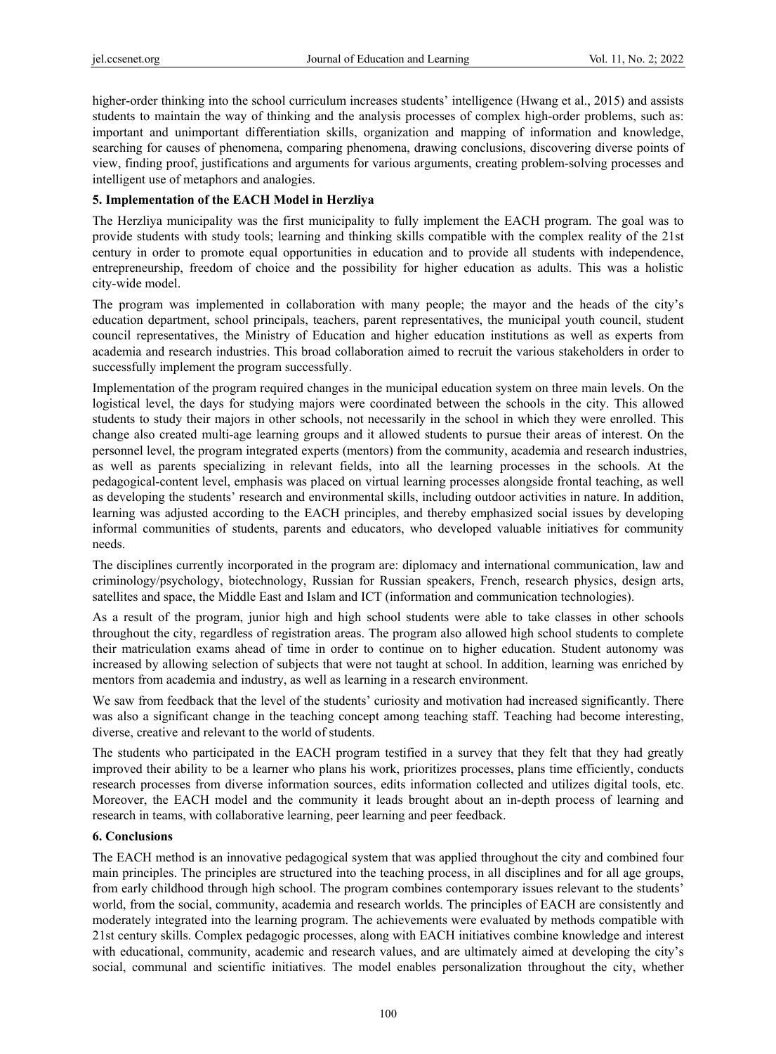higher-order thinking into the school curriculum increases students' intelligence (Hwang et al., 2015) and assists students to maintain the way of thinking and the analysis processes of complex high-order problems, such as: important and unimportant differentiation skills, organization and mapping of information and knowledge, searching for causes of phenomena, comparing phenomena, drawing conclusions, discovering diverse points of view, finding proof, justifications and arguments for various arguments, creating problem-solving processes and intelligent use of metaphors and analogies.

## 5. Implementation of the EACH Model in Herzliya

The Herzliya municipality was the first municipality to fully implement the EACH program. The goal was to provide students with study tools; learning and thinking skills compatible with the complex reality of the 21st century in order to promote equal opportunities in education and to provide all students with independence, entrepreneurship, freedom of choice and the possibility for higher education as adults. This was a holistic city-wide model.

The program was implemented in collaboration with many people; the mayor and the heads of the city's education department, school principals, teachers, parent representatives, the municipal youth council, student council representatives, the Ministry of Education and higher education institutions as well as experts from academia and research industries. This broad collaboration aimed to recruit the various stakeholders in order to successfully implement the program successfully.

Implementation of the program required changes in the municipal education system on three main levels. On the logistical level, the days for studying majors were coordinated between the schools in the city. This allowed students to study their majors in other schools, not necessarily in the school in which they were enrolled. This change also created multi-age learning groups and it allowed students to pursue their areas of interest. On the personnel level, the program integrated experts (mentors) from the community, academia and research industries, as well as parents specializing in relevant fields, into all the learning processes in the schools. At the pedagogical-content level, emphasis was placed on virtual learning processes alongside frontal teaching, as well as developing the students' research and environmental skills, including outdoor activities in nature. In addition, learning was adjusted according to the EACH principles, and thereby emphasized social issues by developing informal communities of students, parents and educators, who developed valuable initiatives for community needs.

The disciplines currently incorporated in the program are: diplomacy and international communication, law and criminology/psychology, biotechnology, Russian for Russian speakers, French, research physics, design arts, satellites and space, the Middle East and Islam and ICT (information and communication technologies).

As a result of the program, junior high and high school students were able to take classes in other schools throughout the city, regardless of registration areas. The program also allowed high school students to complete their matriculation exams ahead of time in order to continue on to higher education. Student autonomy was increased by allowing selection of subjects that were not taught at school. In addition, learning was enriched by mentors from academia and industry, as well as learning in a research environment.

We saw from feedback that the level of the students' curiosity and motivation had increased significantly. There was also a significant change in the teaching concept among teaching staff. Teaching had become interesting, diverse, creative and relevant to the world of students.

The students who participated in the EACH program testified in a survey that they felt that they had greatly improved their ability to be a learner who plans his work, prioritizes processes, plans time efficiently, conducts research processes from diverse information sources, edits information collected and utilizes digital tools, etc. Moreover, the EACH model and the community it leads brought about an in-depth process of learning and research in teams, with collaborative learning, peer learning and peer feedback.

## 6. Conclusions

The EACH method is an innovative pedagogical system that was applied throughout the city and combined four main principles. The principles are structured into the teaching process, in all disciplines and for all age groups, from early childhood through high school. The program combines contemporary issues relevant to the students' world, from the social, community, academia and research worlds. The principles of EACH are consistently and moderately integrated into the learning program. The achievements were evaluated by methods compatible with 21st century skills. Complex pedagogic processes, along with EACH initiatives combine knowledge and interest with educational, community, academic and research values, and are ultimately aimed at developing the city's social, communal and scientific initiatives. The model enables personalization throughout the city, whether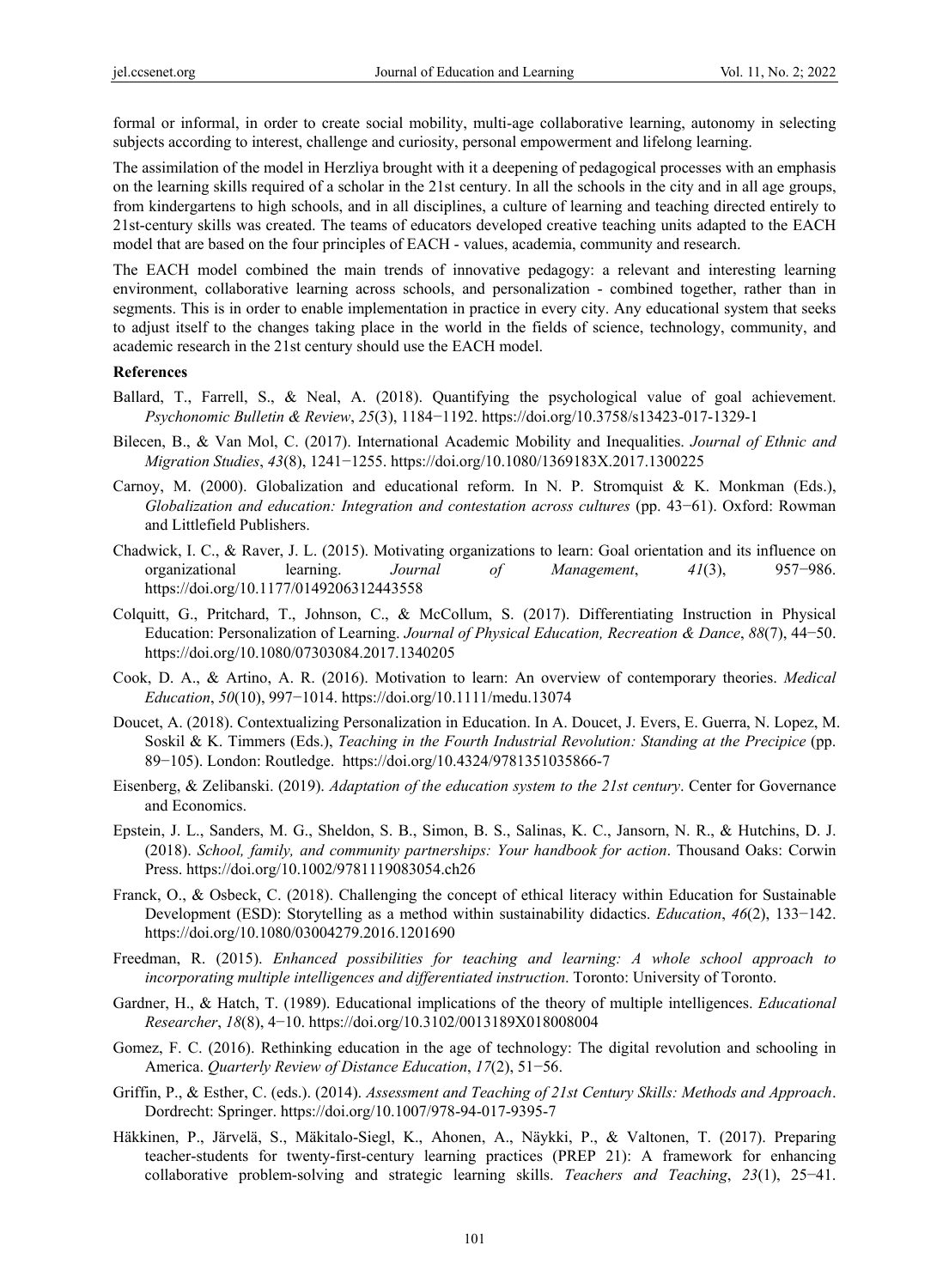formal or informal, in order to create social mobility, multi-age collaborative learning, autonomy in selecting subjects according to interest, challenge and curiosity, personal empowerment and lifelong learning.

The assimilation of the model in Herzliya brought with it a deepening of pedagogical processes with an emphasis on the learning skills required of a scholar in the 21st century. In all the schools in the city and in all age groups, from kindergartens to high schools, and in all disciplines, a culture of learning and teaching directed entirely to 21st-century skills was created. The teams of educators developed creative teaching units adapted to the EACH model that are based on the four principles of EACH - values, academia, community and research.

The EACH model combined the main trends of innovative pedagogy: a relevant and interesting learning environment, collaborative learning across schools, and personalization - combined together, rather than in segments. This is in order to enable implementation in practice in every city. Any educational system that seeks to adjust itself to the changes taking place in the world in the fields of science, technology, community, and academic research in the 21st century should use the EACH model.

**References**

Ballard, T., Farrell, S., & Neal, A. (2018). Quantifying the psychological value of goal achievement. *Psychonomic Bulletin & Review*, *25*(3), 1184−1192. https://doi.org/10.3758/s13423-017-1329-1

Bilecen, B., & Van Mol, C. (2017). International Academic Mobility and Inequalities. *Journal of Ethnic and Migration Studies*, *43*(8), 1241−1255. https://doi.org/10.1080/1369183X.2017.1300225

Carnoy, M. (2000). Globalization and educational reform. In N. P. Stromquist & K. Monkman (Eds.), *Globalization and education: Integration and contestation across cultures* (pp. 43−61). Oxford: Rowman and Littlefield Publishers.

Chadwick, I. C., & Raver, J. L. (2015). Motivating organizations to learn: Goal orientation and its influence on organizational learning. *Journal of Management*, *41*(3), 957−986. https://doi.org/10.1177/0149206312443558

Colquitt, G., Pritchard, T., Johnson, C., & McCollum, S. (2017). Differentiating Instruction in Physical Education: Personalization of Learning. *Journal of Physical Education, Recreation & Dance*, *88*(7), 44−50. https://doi.org/10.1080/07303084.2017.1340205

Cook, D. A., & Artino, A. R. (2016). Motivation to learn: An overview of contemporary theories. *Medical Education*, *50*(10), 997−1014. https://doi.org/10.1111/medu.13074

Doucet, A. (2018). Contextualizing Personalization in Education. In A. Doucet, J. Evers, E. Guerra, N. Lopez, M. Soskil & K. Timmers (Eds.), *Teaching in the Fourth Industrial Revolution: Standing at the Precipice* (pp. 89−105). London: Routledge. https://doi.org/10.4324/9781351035866-7

Eisenberg, & Zelibanski. (2019). *Adaptation of the education system to the 21st century*. Center for Governance and Economics.

Epstein, J. L., Sanders, M. G., Sheldon, S. B., Simon, B. S., Salinas, K. C., Jansorn, N. R., & Hutchins, D. J. (2018). *School, family, and community partnerships: Your handbook for action*. Thousand Oaks: Corwin Press. https://doi.org/10.1002/9781119083054.ch26

Franck, O., & Osbeck, C. (2018). Challenging the concept of ethical literacy within Education for Sustainable Development (ESD): Storytelling as a method within sustainability didactics. *Education*, *46*(2), 133−142. https://doi.org/10.1080/03004279.2016.1201690

Freedman, R. (2015). *Enhanced possibilities for teaching and learning: A whole school approach to incorporating multiple intelligences and differentiated instruction*. Toronto: University of Toronto.

Gardner, H., & Hatch, T. (1989). Educational implications of the theory of multiple intelligences. *Educational Researcher*, *18*(8), 4−10. https://doi.org/10.3102/0013189X018008004

Gomez, F. C. (2016). Rethinking education in the age of technology: The digital revolution and schooling in America. *Quarterly Review of Distance Education*, *17*(2), 51−56.

Griffin, P., & Esther, C. (eds.). (2014). *Assessment and Teaching of 21st Century Skills: Methods and Approach*. Dordrecht: Springer. https://doi.org/10.1007/978-94-017-9395-7

Häkkinen, P., Järvelä, S., Mäkitalo-Siegl, K., Ahonen, A., Näykki, P., & Valtonen, T. (2017). Preparing teacher-students for twenty-first-century learning practices (PREP 21): A framework for enhancing collaborative problem-solving and strategic learning skills. *Teachers and Teaching*, *23*(1), 25−41.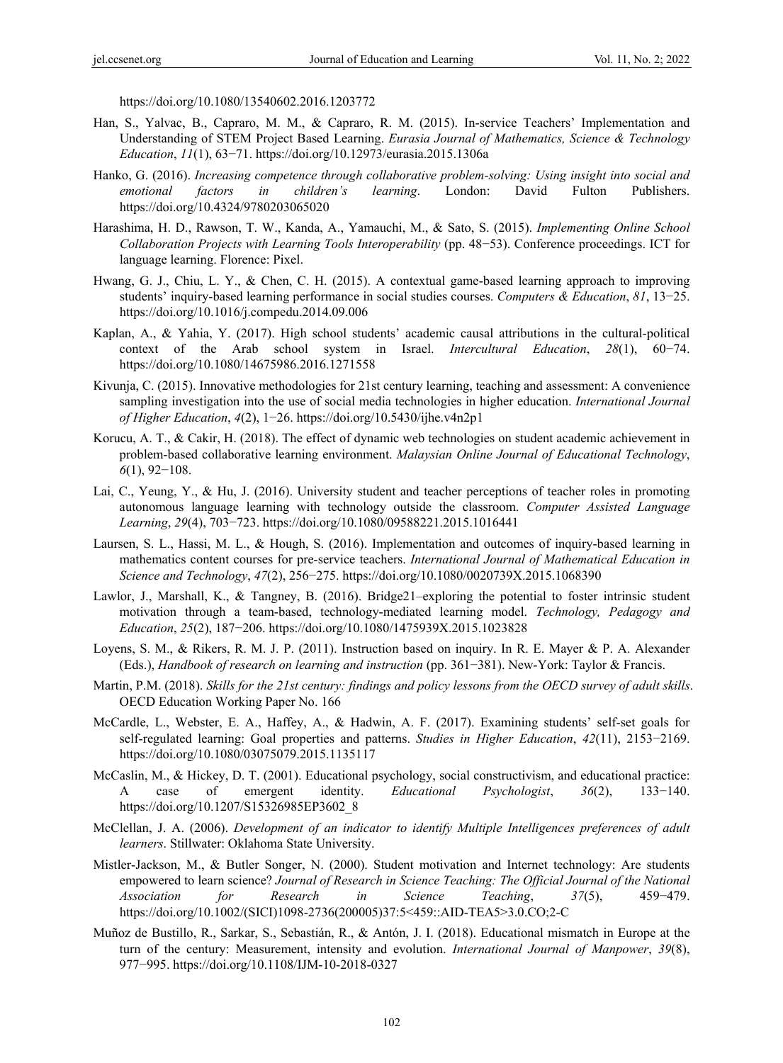https://doi.org/10.1080/13540602.2016.1203772

Han, S., Yalvac, B., Capraro, M. M., & Capraro, R. M. (2015). In-service Teachers' Implementation and Understanding of STEM Project Based Learning. *Eurasia Journal of Mathematics, Science & Technology Education*, *11*(1), 63−71. https://doi.org/10.12973/eurasia.2015.1306a

Hanko, G. (2016). *Increasing competence through collaborative problem-solving: Using insight into social and emotional factors in children's learning*. London: David Fulton Publishers. https://doi.org/10.4324/9780203065020

Harashima, H. D., Rawson, T. W., Kanda, A., Yamauchi, M., & Sato, S. (2015). *Implementing Online School Collaboration Projects with Learning Tools Interoperability* (pp. 48−53). Conference proceedings. ICT for language learning. Florence: Pixel.

Hwang, G. J., Chiu, L. Y., & Chen, C. H. (2015). A contextual game-based learning approach to improving students' inquiry-based learning performance in social studies courses. *Computers & Education*, *81*, 13−25. https://doi.org/10.1016/j.compedu.2014.09.006

Kaplan, A., & Yahia, Y. (2017). High school students' academic causal attributions in the cultural-political context of the Arab school system in Israel. *Intercultural Education*, *28*(1), 60−74. https://doi.org/10.1080/14675986.2016.1271558

Kivunja, C. (2015). Innovative methodologies for 21st century learning, teaching and assessment: A convenience sampling investigation into the use of social media technologies in higher education. *International Journal of Higher Education*, *4*(2), 1−26. https://doi.org/10.5430/ijhe.v4n2p1

Korucu, A. T., & Cakir, H. (2018). The effect of dynamic web technologies on student academic achievement in problem-based collaborative learning environment. *Malaysian Online Journal of Educational Technology*, *6*(1), 92−108.

Lai, C., Yeung, Y., & Hu, J. (2016). University student and teacher perceptions of teacher roles in promoting autonomous language learning with technology outside the classroom. *Computer Assisted Language Learning*, *29*(4), 703−723. https://doi.org/10.1080/09588221.2015.1016441

Laursen, S. L., Hassi, M. L., & Hough, S. (2016). Implementation and outcomes of inquiry-based learning in mathematics content courses for pre-service teachers. *International Journal of Mathematical Education in Science and Technology*, *47*(2), 256−275. https://doi.org/10.1080/0020739X.2015.1068390

Lawlor, J., Marshall, K., & Tangney, B. (2016). Bridge21–exploring the potential to foster intrinsic student motivation through a team-based, technology-mediated learning model. *Technology, Pedagogy and Education*, *25*(2), 187−206. https://doi.org/10.1080/1475939X.2015.1023828

Loyens, S. M., & Rikers, R. M. J. P. (2011). Instruction based on inquiry. In R. E. Mayer & P. A. Alexander (Eds.), *Handbook of research on learning and instruction* (pp. 361−381). New-York: Taylor & Francis.

Martin, P.M. (2018). *Skills for the 21st century: findings and policy lessons from the OECD survey of adult skills*. OECD Education Working Paper No. 166

McCardle, L., Webster, E. A., Haffey, A., & Hadwin, A. F. (2017). Examining students' self-set goals for self-regulated learning: Goal properties and patterns. *Studies in Higher Education*, *42*(11), 2153−2169. https://doi.org/10.1080/03075079.2015.1135117

McCaslin, M., & Hickey, D. T. (2001). Educational psychology, social constructivism, and educational practice: A case of emergent identity. *Educational Psychologist*, *36*(2), 133−140. https://doi.org/10.1207/S15326985EP3602_8

McClellan, J. A. (2006). *Development of an indicator to identify Multiple Intelligences preferences of adult learners*. Stillwater: Oklahoma State University.

Mistler-Jackson, M., & Butler Songer, N. (2000). Student motivation and Internet technology: Are students empowered to learn science? *Journal of Research in Science Teaching: The Official Journal of the National Association for Research in Science Teaching*, *37*(5), 459−479. https://doi.org/10.1002/(SICI)1098-2736(200005)37:5<459::AID-TEA5>3.0.CO;2-C

Muñoz de Bustillo, R., Sarkar, S., Sebastián, R., & Antón, J. I. (2018). Educational mismatch in Europe at the turn of the century: Measurement, intensity and evolution. *International Journal of Manpower*, *39*(8), 977−995. https://doi.org/10.1108/IJM-10-2018-0327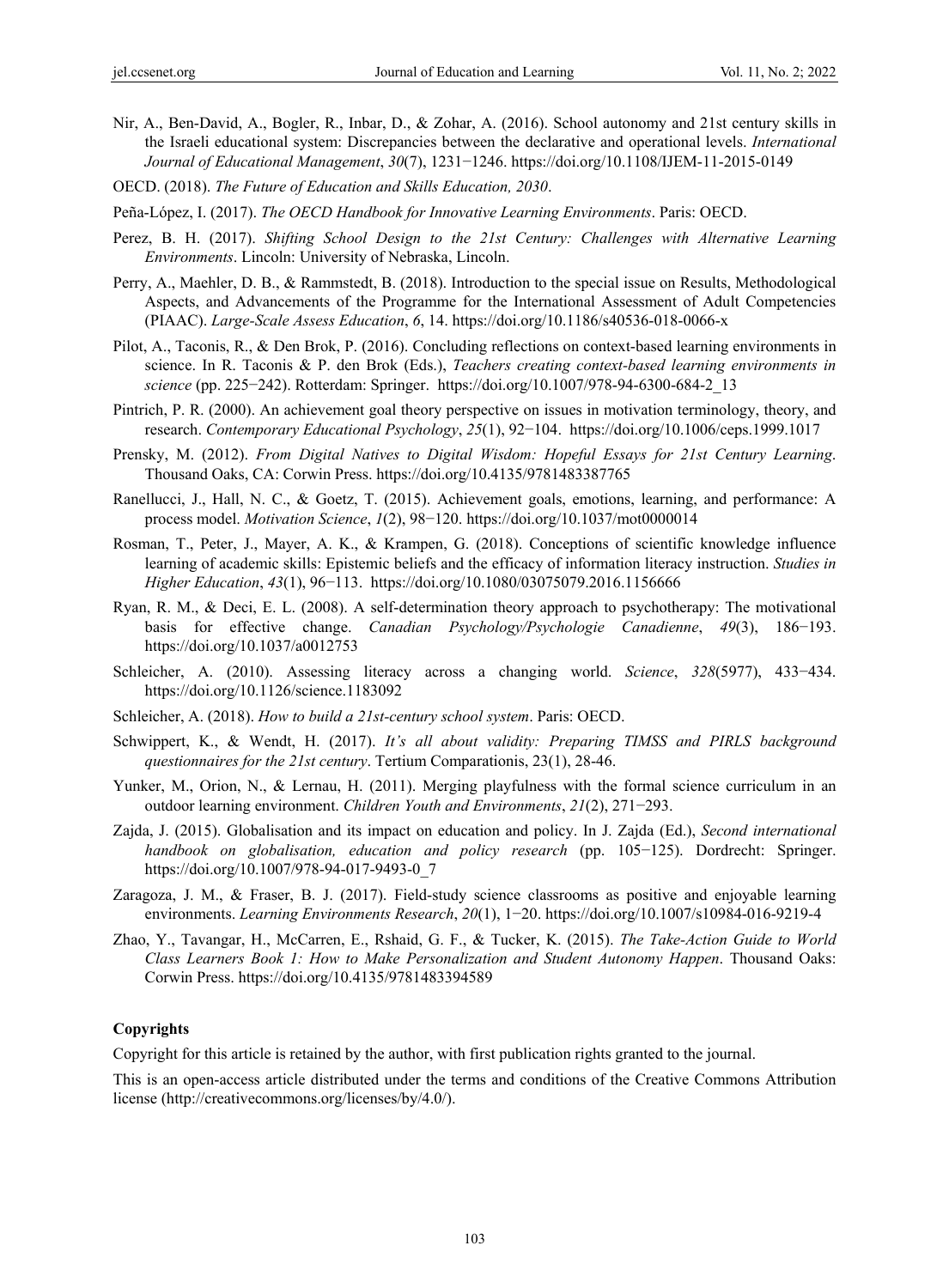Nir, A., Ben-David, A., Bogler, R., Inbar, D., & Zohar, A. (2016). School autonomy and 21st century skills in the Israeli educational system: Discrepancies between the declarative and operational levels. *International Journal of Educational Management*, *30*(7), 1231−1246. https://doi.org/10.1108/IJEM-11-2015-0149

OECD. (2018). *The Future of Education and Skills Education, 2030*.

Peña-López, I. (2017). *The OECD Handbook for Innovative Learning Environments*. Paris: OECD.

Perez, B. H. (2017). *Shifting School Design to the 21st Century: Challenges with Alternative Learning Environments*. Lincoln: University of Nebraska, Lincoln.

Perry, A., Maehler, D. B., & Rammstedt, B. (2018). Introduction to the special issue on Results, Methodological Aspects, and Advancements of the Programme for the International Assessment of Adult Competencies (PIAAC). *Large-Scale Assess Education*, *6*, 14. https://doi.org/10.1186/s40536-018-0066-x

Pilot, A., Taconis, R., & Den Brok, P. (2016). Concluding reflections on context-based learning environments in science. In R. Taconis & P. den Brok (Eds.), *Teachers creating context-based learning environments in science* (pp. 225−242). Rotterdam: Springer. https://doi.org/10.1007/978-94-6300-684-2_13

Pintrich, P. R. (2000). An achievement goal theory perspective on issues in motivation terminology, theory, and research. *Contemporary Educational Psychology*, *25*(1), 92−104. https://doi.org/10.1006/ceps.1999.1017

Prensky, M. (2012). *From Digital Natives to Digital Wisdom: Hopeful Essays for 21st Century Learning*. Thousand Oaks, CA: Corwin Press. https://doi.org/10.4135/9781483387765

Ranellucci, J., Hall, N. C., & Goetz, T. (2015). Achievement goals, emotions, learning, and performance: A process model. *Motivation Science*, *1*(2), 98−120. https://doi.org/10.1037/mot0000014

Rosman, T., Peter, J., Mayer, A. K., & Krampen, G. (2018). Conceptions of scientific knowledge influence learning of academic skills: Epistemic beliefs and the efficacy of information literacy instruction. *Studies in Higher Education*, *43*(1), 96−113. https://doi.org/10.1080/03075079.2016.1156666

Ryan, R. M., & Deci, E. L. (2008). A self-determination theory approach to psychotherapy: The motivational basis for effective change. *Canadian Psychology/Psychologie Canadienne*, *49*(3), 186−193. https://doi.org/10.1037/a0012753

Schleicher, A. (2010). Assessing literacy across a changing world. *Science*, *328*(5977), 433−434. https://doi.org/10.1126/science.1183092

Schleicher, A. (2018). *How to build a 21st-century school system*. Paris: OECD.

Schwippert, K., & Wendt, H. (2017). *It's all about validity: Preparing TIMSS and PIRLS background questionnaires for the 21st century*. Tertium Comparationis, 23(1), 28-46.

Yunker, M., Orion, N., & Lernau, H. (2011). Merging playfulness with the formal science curriculum in an outdoor learning environment. *Children Youth and Environments*, *21*(2), 271−293.

Zajda, J. (2015). Globalisation and its impact on education and policy. In J. Zajda (Ed.), *Second international handbook on globalisation, education and policy research* (pp. 105−125). Dordrecht: Springer. https://doi.org/10.1007/978-94-017-9493-0_7

Zaragoza, J. M., & Fraser, B. J. (2017). Field-study science classrooms as positive and enjoyable learning environments. *Learning Environments Research*, *20*(1), 1−20. https://doi.org/10.1007/s10984-016-9219-4

Zhao, Y., Tavangar, H., McCarren, E., Rshaid, G. F., & Tucker, K. (2015). *The Take-Action Guide to World Class Learners Book 1: How to Make Personalization and Student Autonomy Happen*. Thousand Oaks: Corwin Press. https://doi.org/10.4135/9781483394589

**Copyrights**

Copyright for this article is retained by the author, with first publication rights granted to the journal.

This is an open-access article distributed under the terms and conditions of the Creative Commons Attribution license (http://creativecommons.org/licenses/by/4.0/).